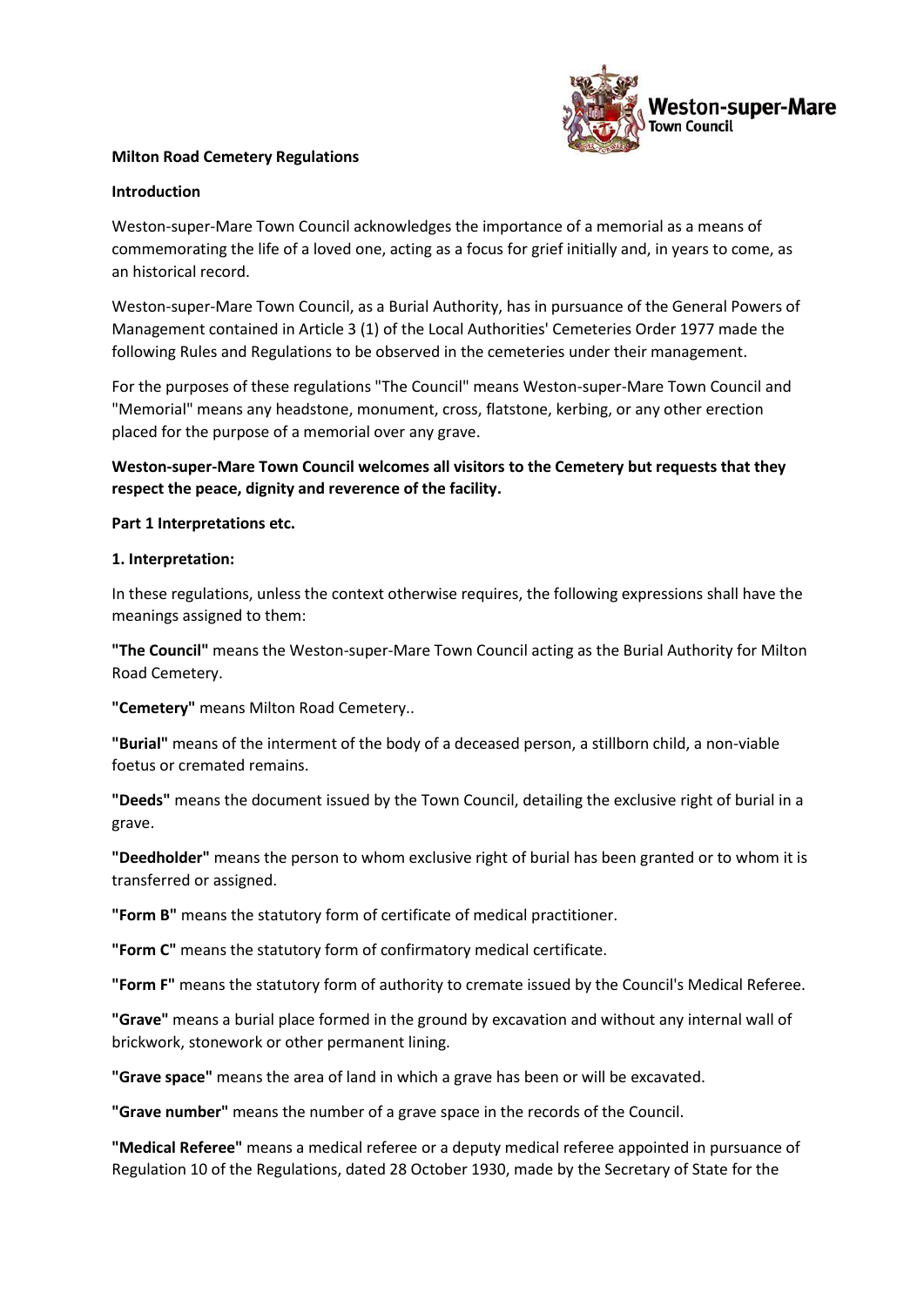**Milton Road Cemetery Regulations**

**Introduction**

Weston-super-Mare Town Council acknowledges the importance of a memorial as a means of commemorating the life of a loved one, acting as a focus for grief initially and, in years to come, as an historical record.

Weston-super-Mare Town Council, as a Burial Authority, has in pursuance of the General Powers of Management contained in Article 3 (1) of the Local Authorities' Cemeteries Order 1977 made the following Rules and Regulations to be observed in the cemeteries under their management.

For the purposes of these regulations "The Council" means Weston-super-Mare Town Council and "Memorial" means any headstone, monument, cross, flatstone, kerbing, or any other erection placed for the purpose of a memorial over any grave.

**Weston-super-Mare Town Council welcomes all visitors to the Cemetery but requests that they respect the peace, dignity and reverence of the facility.**

**Part 1 Interpretations etc.**

**1. Interpretation:**

In these regulations, unless the context otherwise requires, the following expressions shall have the meanings assigned to them:

**"The Council"** means the Weston-super-Mare Town Council acting as the Burial Authority for Milton Road Cemetery.

**"Cemetery"** means Milton Road Cemetery..

**"Burial"** means of the interment of the body of a deceased person, a stillborn child, a non-viable foetus or cremated remains.

**"Deeds"** means the document issued by the Town Council, detailing the exclusive right of burial in a grave.

**"Deedholder"** means the person to whom exclusive right of burial has been granted or to whom it is transferred or assigned.

**"Form B"** means the statutory form of certificate of medical practitioner.

**"Form C"** means the statutory form of confirmatory medical certificate.

**"Form F"** means the statutory form of authority to cremate issued by the Council's Medical Referee.

**"Grave"** means a burial place formed in the ground by excavation and without any internal wall of brickwork, stonework or other permanent lining.

**"Grave space"** means the area of land in which a grave has been or will be excavated.

**"Grave number"** means the number of a grave space in the records of the Council.

**"Medical Referee"** means a medical referee or a deputy medical referee appointed in pursuance of Regulation 10 of the Regulations, dated 28 October 1930, made by the Secretary of State for the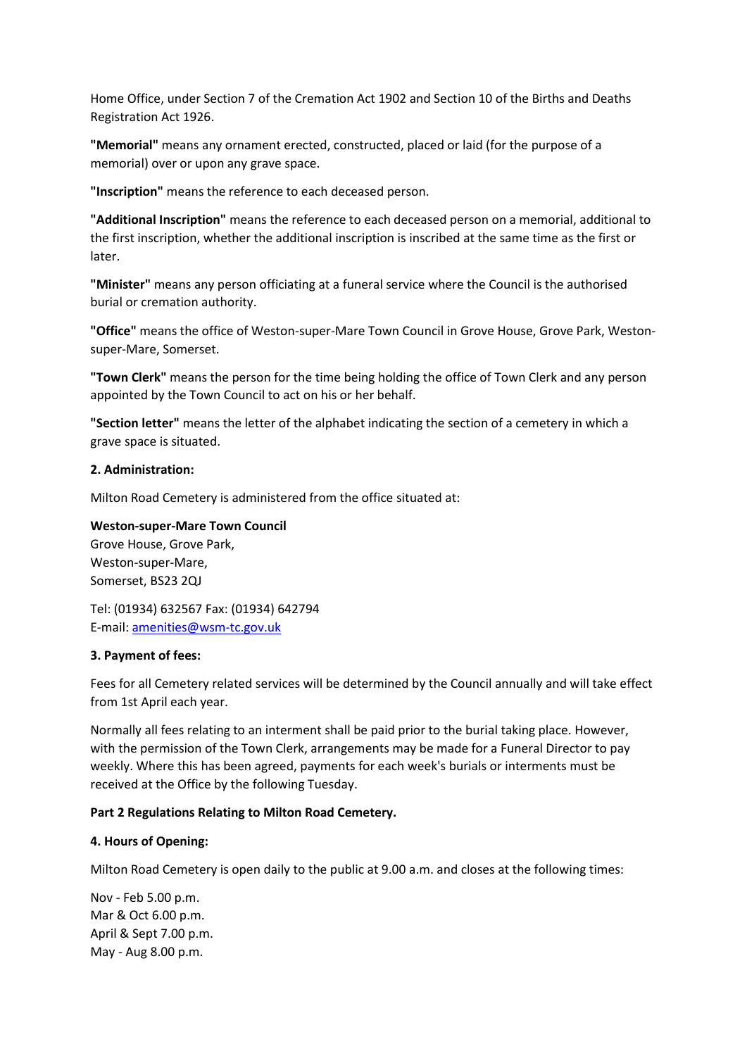Home Office, under Section 7 of the Cremation Act 1902 and Section 10 of the Births and Deaths Registration Act 1926.

**"Memorial"** means any ornament erected, constructed, placed or laid (for the purpose of a memorial) over or upon any grave space.

**"Inscription"** means the reference to each deceased person.

**"Additional Inscription"** means the reference to each deceased person on a memorial, additional to the first inscription, whether the additional inscription is inscribed at the same time as the first or later.

**"Minister"** means any person officiating at a funeral service where the Council is the authorised burial or cremation authority.

**"Office"** means the office of Weston-super-Mare Town Council in Grove House, Grove Park, Weston-super-Mare, Somerset.

**"Town Clerk"** means the person for the time being holding the office of Town Clerk and any person appointed by the Town Council to act on his or her behalf.

**"Section letter"** means the letter of the alphabet indicating the section of a cemetery in which a grave space is situated.

### 2. Administration:

Milton Road Cemetery is administered from the office situated at:

**Weston-super-Mare Town Council**
Grove House, Grove Park,
Weston-super-Mare,
Somerset, BS23 2QJ

Tel: (01934) 632567 Fax: (01934) 642794
E-mail: amenities@wsm-tc.gov.uk

### 3. Payment of fees:

Fees for all Cemetery related services will be determined by the Council annually and will take effect from 1st April each year.

Normally all fees relating to an interment shall be paid prior to the burial taking place. However, with the permission of the Town Clerk, arrangements may be made for a Funeral Director to pay weekly. Where this has been agreed, payments for each week's burials or interments must be received at the Office by the following Tuesday.

## Part 2 Regulations Relating to Milton Road Cemetery.

### 4. Hours of Opening:

Milton Road Cemetery is open daily to the public at 9.00 a.m. and closes at the following times:

Nov - Feb 5.00 p.m.
Mar & Oct 6.00 p.m.
April & Sept 7.00 p.m.
May - Aug 8.00 p.m.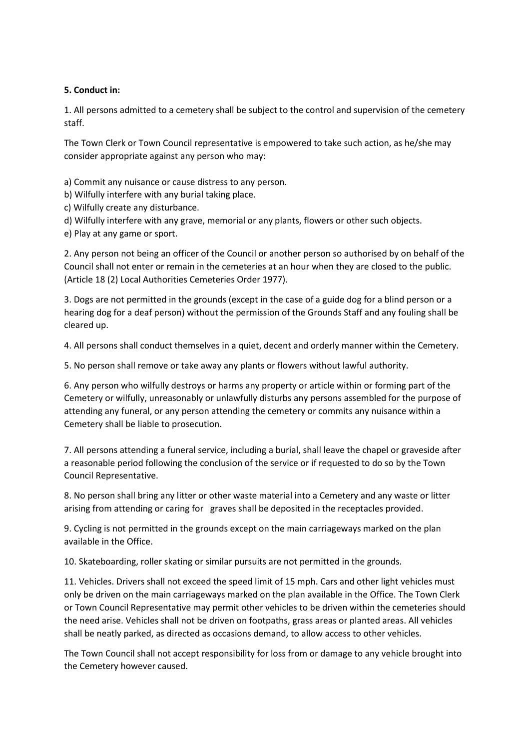**5. Conduct in:**

1. All persons admitted to a cemetery shall be subject to the control and supervision of the cemetery staff.

The Town Clerk or Town Council representative is empowered to take such action, as he/she may consider appropriate against any person who may:

a) Commit any nuisance or cause distress to any person.
b) Wilfully interfere with any burial taking place.
c) Wilfully create any disturbance.
d) Wilfully interfere with any grave, memorial or any plants, flowers or other such objects.
e) Play at any game or sport.

2. Any person not being an officer of the Council or another person so authorised by on behalf of the Council shall not enter or remain in the cemeteries at an hour when they are closed to the public. (Article 18 (2) Local Authorities Cemeteries Order 1977).

3. Dogs are not permitted in the grounds (except in the case of a guide dog for a blind person or a hearing dog for a deaf person) without the permission of the Grounds Staff and any fouling shall be cleared up.

4. All persons shall conduct themselves in a quiet, decent and orderly manner within the Cemetery.

5. No person shall remove or take away any plants or flowers without lawful authority.

6. Any person who wilfully destroys or harms any property or article within or forming part of the Cemetery or wilfully, unreasonably or unlawfully disturbs any persons assembled for the purpose of attending any funeral, or any person attending the cemetery or commits any nuisance within a Cemetery shall be liable to prosecution.

7. All persons attending a funeral service, including a burial, shall leave the chapel or graveside after a reasonable period following the conclusion of the service or if requested to do so by the Town Council Representative.

8. No person shall bring any litter or other waste material into a Cemetery and any waste or litter arising from attending or caring for graves shall be deposited in the receptacles provided.

9. Cycling is not permitted in the grounds except on the main carriageways marked on the plan available in the Office.

10. Skateboarding, roller skating or similar pursuits are not permitted in the grounds.

11. Vehicles. Drivers shall not exceed the speed limit of 15 mph. Cars and other light vehicles must only be driven on the main carriageways marked on the plan available in the Office. The Town Clerk or Town Council Representative may permit other vehicles to be driven within the cemeteries should the need arise. Vehicles shall not be driven on footpaths, grass areas or planted areas. All vehicles shall be neatly parked, as directed as occasions demand, to allow access to other vehicles.

The Town Council shall not accept responsibility for loss from or damage to any vehicle brought into the Cemetery however caused.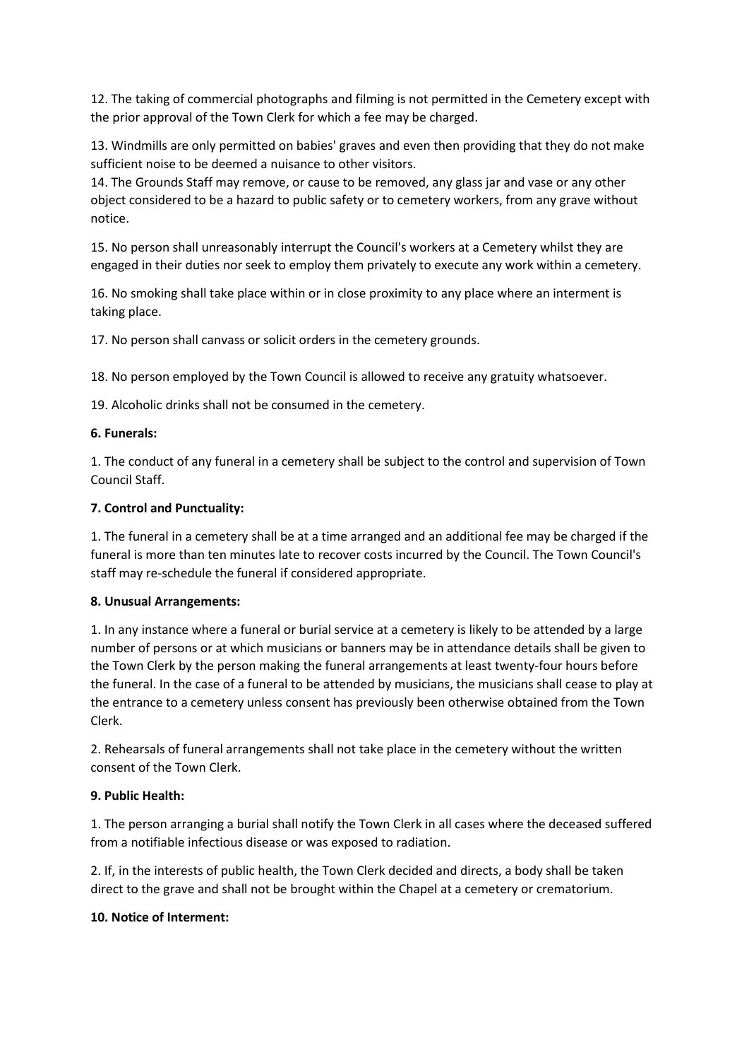12. The taking of commercial photographs and filming is not permitted in the Cemetery except with the prior approval of the Town Clerk for which a fee may be charged.

13. Windmills are only permitted on babies' graves and even then providing that they do not make sufficient noise to be deemed a nuisance to other visitors.

14. The Grounds Staff may remove, or cause to be removed, any glass jar and vase or any other object considered to be a hazard to public safety or to cemetery workers, from any grave without notice.

15. No person shall unreasonably interrupt the Council's workers at a Cemetery whilst they are engaged in their duties nor seek to employ them privately to execute any work within a cemetery.

16. No smoking shall take place within or in close proximity to any place where an interment is taking place.

17. No person shall canvass or solicit orders in the cemetery grounds.

18. No person employed by the Town Council is allowed to receive any gratuity whatsoever.

19. Alcoholic drinks shall not be consumed in the cemetery.

**6. Funerals:**

1. The conduct of any funeral in a cemetery shall be subject to the control and supervision of Town Council Staff.

**7. Control and Punctuality:**

1. The funeral in a cemetery shall be at a time arranged and an additional fee may be charged if the funeral is more than ten minutes late to recover costs incurred by the Council. The Town Council's staff may re-schedule the funeral if considered appropriate.

**8. Unusual Arrangements:**

1. In any instance where a funeral or burial service at a cemetery is likely to be attended by a large number of persons or at which musicians or banners may be in attendance details shall be given to the Town Clerk by the person making the funeral arrangements at least twenty-four hours before the funeral. In the case of a funeral to be attended by musicians, the musicians shall cease to play at the entrance to a cemetery unless consent has previously been otherwise obtained from the Town Clerk.

2. Rehearsals of funeral arrangements shall not take place in the cemetery without the written consent of the Town Clerk.

**9. Public Health:**

1. The person arranging a burial shall notify the Town Clerk in all cases where the deceased suffered from a notifiable infectious disease or was exposed to radiation.

2. If, in the interests of public health, the Town Clerk decided and directs, a body shall be taken direct to the grave and shall not be brought within the Chapel at a cemetery or crematorium.

**10. Notice of Interment:**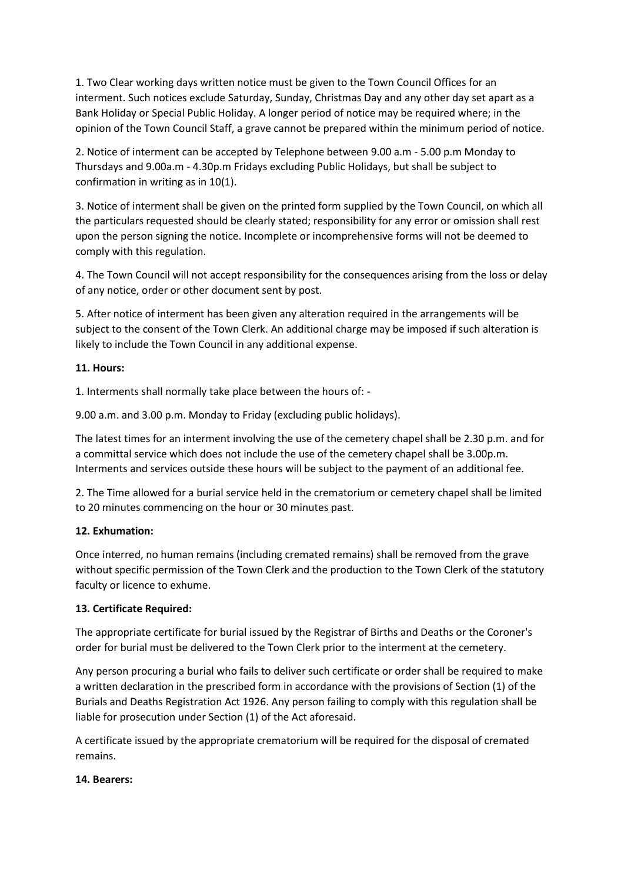1. Two Clear working days written notice must be given to the Town Council Offices for an interment. Such notices exclude Saturday, Sunday, Christmas Day and any other day set apart as a Bank Holiday or Special Public Holiday. A longer period of notice may be required where; in the opinion of the Town Council Staff, a grave cannot be prepared within the minimum period of notice.

2. Notice of interment can be accepted by Telephone between 9.00 a.m - 5.00 p.m Monday to Thursdays and 9.00a.m - 4.30p.m Fridays excluding Public Holidays, but shall be subject to confirmation in writing as in 10(1).

3. Notice of interment shall be given on the printed form supplied by the Town Council, on which all the particulars requested should be clearly stated; responsibility for any error or omission shall rest upon the person signing the notice. Incomplete or incomprehensive forms will not be deemed to comply with this regulation.

4. The Town Council will not accept responsibility for the consequences arising from the loss or delay of any notice, order or other document sent by post.

5. After notice of interment has been given any alteration required in the arrangements will be subject to the consent of the Town Clerk. An additional charge may be imposed if such alteration is likely to include the Town Council in any additional expense.

**11. Hours:**

1. Interments shall normally take place between the hours of: -

9.00 a.m. and 3.00 p.m. Monday to Friday (excluding public holidays).

The latest times for an interment involving the use of the cemetery chapel shall be 2.30 p.m. and for a committal service which does not include the use of the cemetery chapel shall be 3.00p.m. Interments and services outside these hours will be subject to the payment of an additional fee.

2. The Time allowed for a burial service held in the crematorium or cemetery chapel shall be limited to 20 minutes commencing on the hour or 30 minutes past.

**12. Exhumation:**

Once interred, no human remains (including cremated remains) shall be removed from the grave without specific permission of the Town Clerk and the production to the Town Clerk of the statutory faculty or licence to exhume.

**13. Certificate Required:**

The appropriate certificate for burial issued by the Registrar of Births and Deaths or the Coroner's order for burial must be delivered to the Town Clerk prior to the interment at the cemetery.

Any person procuring a burial who fails to deliver such certificate or order shall be required to make a written declaration in the prescribed form in accordance with the provisions of Section (1) of the Burials and Deaths Registration Act 1926. Any person failing to comply with this regulation shall be liable for prosecution under Section (1) of the Act aforesaid.

A certificate issued by the appropriate crematorium will be required for the disposal of cremated remains.

**14. Bearers:**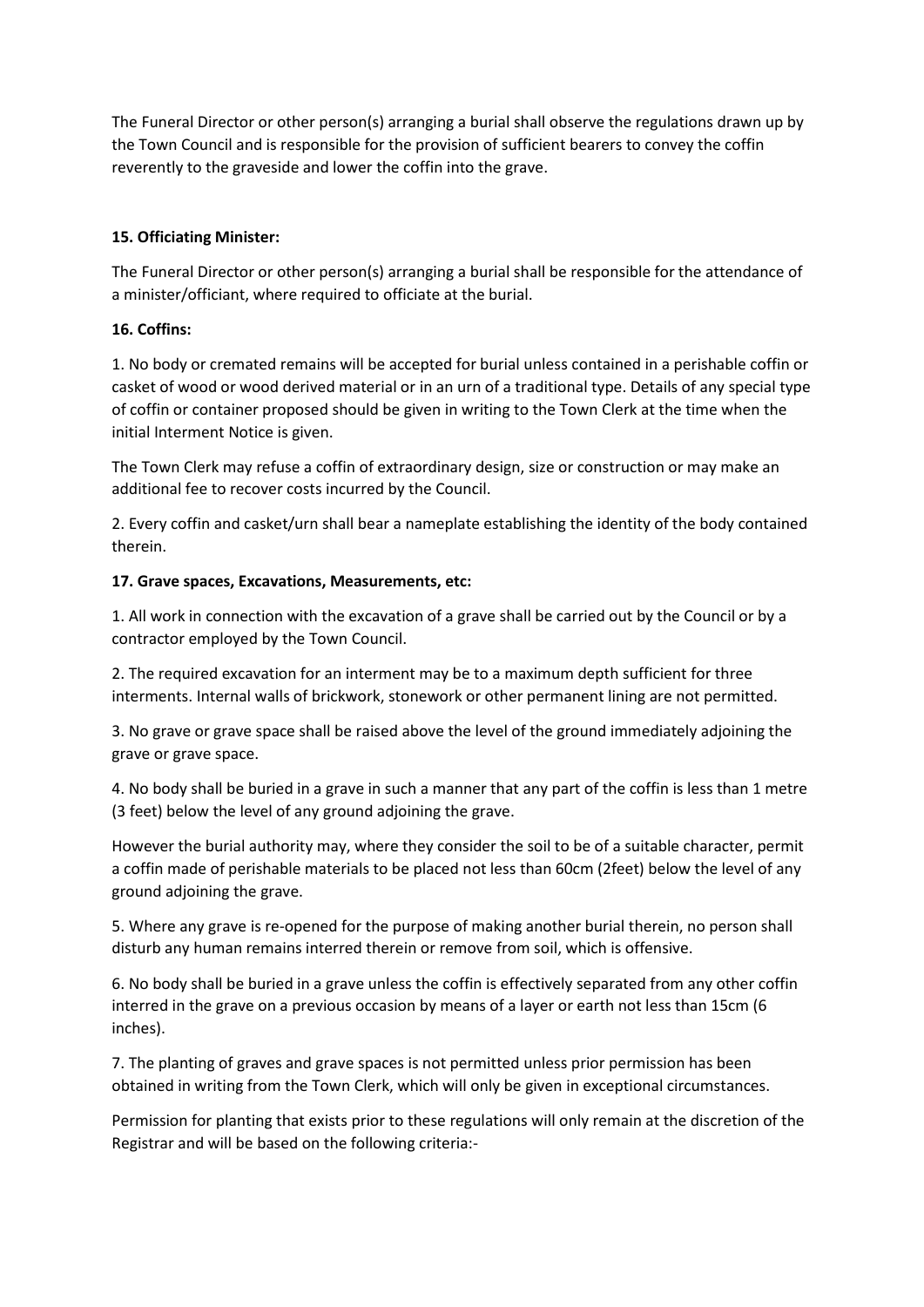The Funeral Director or other person(s) arranging a burial shall observe the regulations drawn up by the Town Council and is responsible for the provision of sufficient bearers to convey the coffin reverently to the graveside and lower the coffin into the grave.

**15. Officiating Minister:**

The Funeral Director or other person(s) arranging a burial shall be responsible for the attendance of a minister/officiant, where required to officiate at the burial.

**16. Coffins:**

1. No body or cremated remains will be accepted for burial unless contained in a perishable coffin or casket of wood or wood derived material or in an urn of a traditional type. Details of any special type of coffin or container proposed should be given in writing to the Town Clerk at the time when the initial Interment Notice is given.

The Town Clerk may refuse a coffin of extraordinary design, size or construction or may make an additional fee to recover costs incurred by the Council.

2. Every coffin and casket/urn shall bear a nameplate establishing the identity of the body contained therein.

**17. Grave spaces, Excavations, Measurements, etc:**

1. All work in connection with the excavation of a grave shall be carried out by the Council or by a contractor employed by the Town Council.

2. The required excavation for an interment may be to a maximum depth sufficient for three interments. Internal walls of brickwork, stonework or other permanent lining are not permitted.

3. No grave or grave space shall be raised above the level of the ground immediately adjoining the grave or grave space.

4. No body shall be buried in a grave in such a manner that any part of the coffin is less than 1 metre (3 feet) below the level of any ground adjoining the grave.

However the burial authority may, where they consider the soil to be of a suitable character, permit a coffin made of perishable materials to be placed not less than 60cm (2feet) below the level of any ground adjoining the grave.

5. Where any grave is re-opened for the purpose of making another burial therein, no person shall disturb any human remains interred therein or remove from soil, which is offensive.

6. No body shall be buried in a grave unless the coffin is effectively separated from any other coffin interred in the grave on a previous occasion by means of a layer or earth not less than 15cm (6 inches).

7. The planting of graves and grave spaces is not permitted unless prior permission has been obtained in writing from the Town Clerk, which will only be given in exceptional circumstances.

Permission for planting that exists prior to these regulations will only remain at the discretion of the Registrar and will be based on the following criteria:-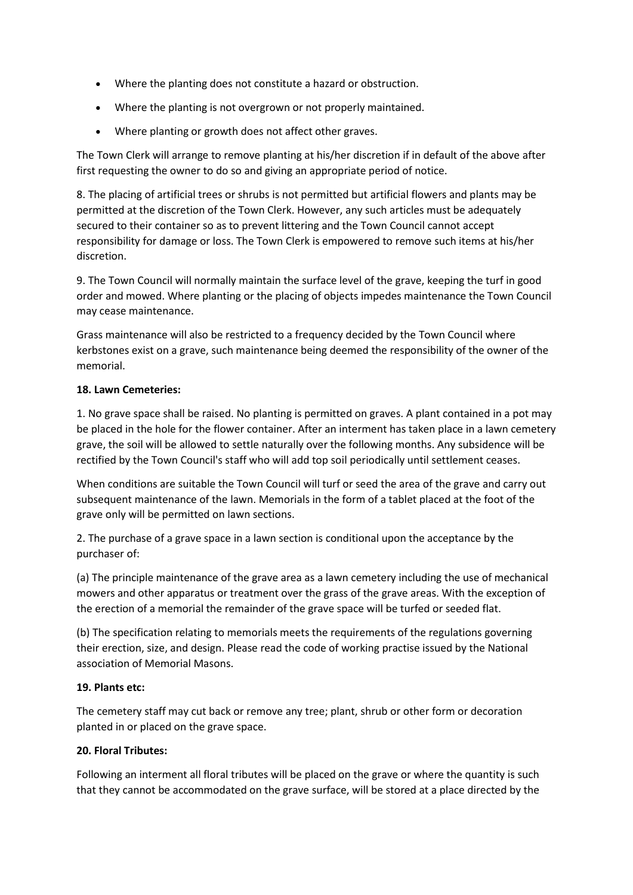- Where the planting does not constitute a hazard or obstruction.
- Where the planting is not overgrown or not properly maintained.
- Where planting or growth does not affect other graves.

The Town Clerk will arrange to remove planting at his/her discretion if in default of the above after first requesting the owner to do so and giving an appropriate period of notice.

8. The placing of artificial trees or shrubs is not permitted but artificial flowers and plants may be permitted at the discretion of the Town Clerk. However, any such articles must be adequately secured to their container so as to prevent littering and the Town Council cannot accept responsibility for damage or loss. The Town Clerk is empowered to remove such items at his/her discretion.

9. The Town Council will normally maintain the surface level of the grave, keeping the turf in good order and mowed. Where planting or the placing of objects impedes maintenance the Town Council may cease maintenance.

Grass maintenance will also be restricted to a frequency decided by the Town Council where kerbstones exist on a grave, such maintenance being deemed the responsibility of the owner of the memorial.

**18. Lawn Cemeteries:**

1. No grave space shall be raised. No planting is permitted on graves. A plant contained in a pot may be placed in the hole for the flower container. After an interment has taken place in a lawn cemetery grave, the soil will be allowed to settle naturally over the following months. Any subsidence will be rectified by the Town Council's staff who will add top soil periodically until settlement ceases.

When conditions are suitable the Town Council will turf or seed the area of the grave and carry out subsequent maintenance of the lawn. Memorials in the form of a tablet placed at the foot of the grave only will be permitted on lawn sections.

2. The purchase of a grave space in a lawn section is conditional upon the acceptance by the purchaser of:

(a) The principle maintenance of the grave area as a lawn cemetery including the use of mechanical mowers and other apparatus or treatment over the grass of the grave areas. With the exception of the erection of a memorial the remainder of the grave space will be turfed or seeded flat.

(b) The specification relating to memorials meets the requirements of the regulations governing their erection, size, and design. Please read the code of working practise issued by the National association of Memorial Masons.

**19. Plants etc:**

The cemetery staff may cut back or remove any tree; plant, shrub or other form or decoration planted in or placed on the grave space.

**20. Floral Tributes:**

Following an interment all floral tributes will be placed on the grave or where the quantity is such that they cannot be accommodated on the grave surface, will be stored at a place directed by the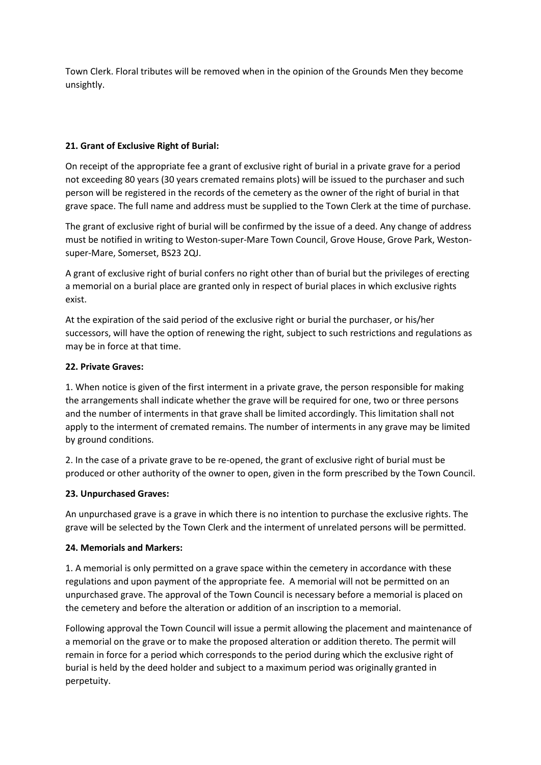Town Clerk. Floral tributes will be removed when in the opinion of the Grounds Men they become unsightly.

**21. Grant of Exclusive Right of Burial:**

On receipt of the appropriate fee a grant of exclusive right of burial in a private grave for a period not exceeding 80 years (30 years cremated remains plots) will be issued to the purchaser and such person will be registered in the records of the cemetery as the owner of the right of burial in that grave space. The full name and address must be supplied to the Town Clerk at the time of purchase.

The grant of exclusive right of burial will be confirmed by the issue of a deed. Any change of address must be notified in writing to Weston-super-Mare Town Council, Grove House, Grove Park, Weston-super-Mare, Somerset, BS23 2QJ.

A grant of exclusive right of burial confers no right other than of burial but the privileges of erecting a memorial on a burial place are granted only in respect of burial places in which exclusive rights exist.

At the expiration of the said period of the exclusive right or burial the purchaser, or his/her successors, will have the option of renewing the right, subject to such restrictions and regulations as may be in force at that time.

**22. Private Graves:**

1. When notice is given of the first interment in a private grave, the person responsible for making the arrangements shall indicate whether the grave will be required for one, two or three persons and the number of interments in that grave shall be limited accordingly. This limitation shall not apply to the interment of cremated remains. The number of interments in any grave may be limited by ground conditions.

2. In the case of a private grave to be re-opened, the grant of exclusive right of burial must be produced or other authority of the owner to open, given in the form prescribed by the Town Council.

**23. Unpurchased Graves:**

An unpurchased grave is a grave in which there is no intention to purchase the exclusive rights. The grave will be selected by the Town Clerk and the interment of unrelated persons will be permitted.

**24. Memorials and Markers:**

1. A memorial is only permitted on a grave space within the cemetery in accordance with these regulations and upon payment of the appropriate fee. A memorial will not be permitted on an unpurchased grave. The approval of the Town Council is necessary before a memorial is placed on the cemetery and before the alteration or addition of an inscription to a memorial.

Following approval the Town Council will issue a permit allowing the placement and maintenance of a memorial on the grave or to make the proposed alteration or addition thereto. The permit will remain in force for a period which corresponds to the period during which the exclusive right of burial is held by the deed holder and subject to a maximum period was originally granted in perpetuity.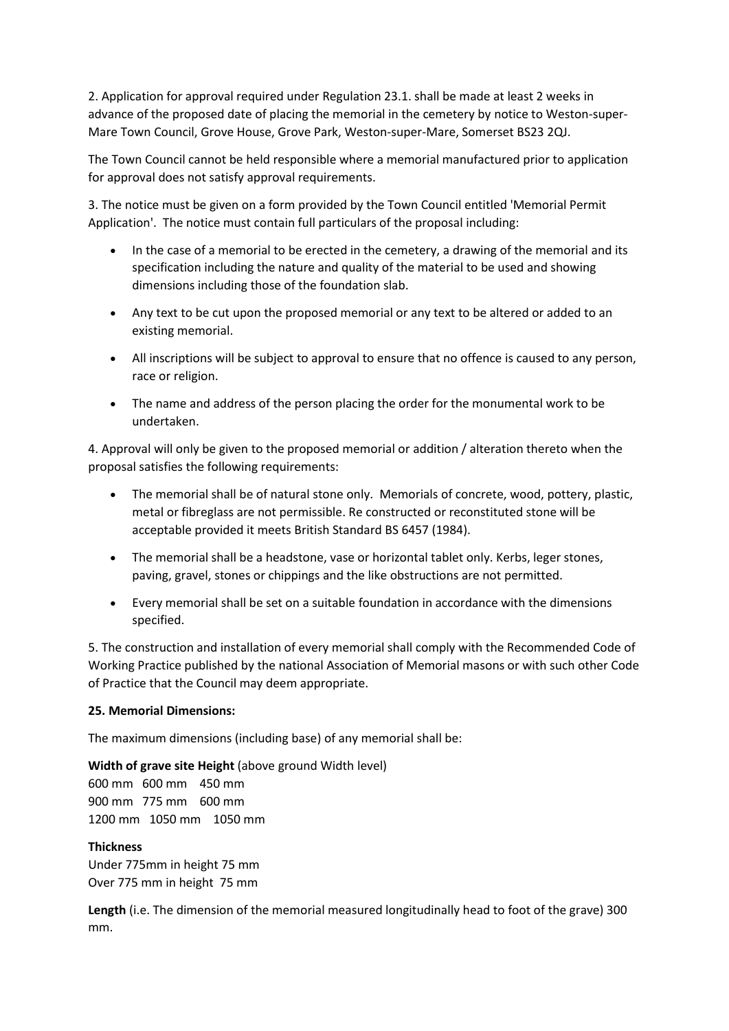2. Application for approval required under Regulation 23.1. shall be made at least 2 weeks in advance of the proposed date of placing the memorial in the cemetery by notice to Weston-super-Mare Town Council, Grove House, Grove Park, Weston-super-Mare, Somerset BS23 2QJ.

The Town Council cannot be held responsible where a memorial manufactured prior to application for approval does not satisfy approval requirements.

3. The notice must be given on a form provided by the Town Council entitled 'Memorial Permit Application'. The notice must contain full particulars of the proposal including:

- In the case of a memorial to be erected in the cemetery, a drawing of the memorial and its specification including the nature and quality of the material to be used and showing dimensions including those of the foundation slab.
- Any text to be cut upon the proposed memorial or any text to be altered or added to an existing memorial.
- All inscriptions will be subject to approval to ensure that no offence is caused to any person, race or religion.
- The name and address of the person placing the order for the monumental work to be undertaken.

4. Approval will only be given to the proposed memorial or addition / alteration thereto when the proposal satisfies the following requirements:

- The memorial shall be of natural stone only. Memorials of concrete, wood, pottery, plastic, metal or fibreglass are not permissible. Re constructed or reconstituted stone will be acceptable provided it meets British Standard BS 6457 (1984).
- The memorial shall be a headstone, vase or horizontal tablet only. Kerbs, leger stones, paving, gravel, stones or chippings and the like obstructions are not permitted.
- Every memorial shall be set on a suitable foundation in accordance with the dimensions specified.

5. The construction and installation of every memorial shall comply with the Recommended Code of Working Practice published by the national Association of Memorial masons or with such other Code of Practice that the Council may deem appropriate.

**25. Memorial Dimensions:**

The maximum dimensions (including base) of any memorial shall be:

**Width of grave site Height** (above ground Width level)
600 mm 600 mm 450 mm
900 mm 775 mm 600 mm
1200 mm 1050 mm 1050 mm

**Thickness**
Under 775mm in height 75 mm
Over 775 mm in height 75 mm

**Length** (i.e. The dimension of the memorial measured longitudinally head to foot of the grave) 300 mm.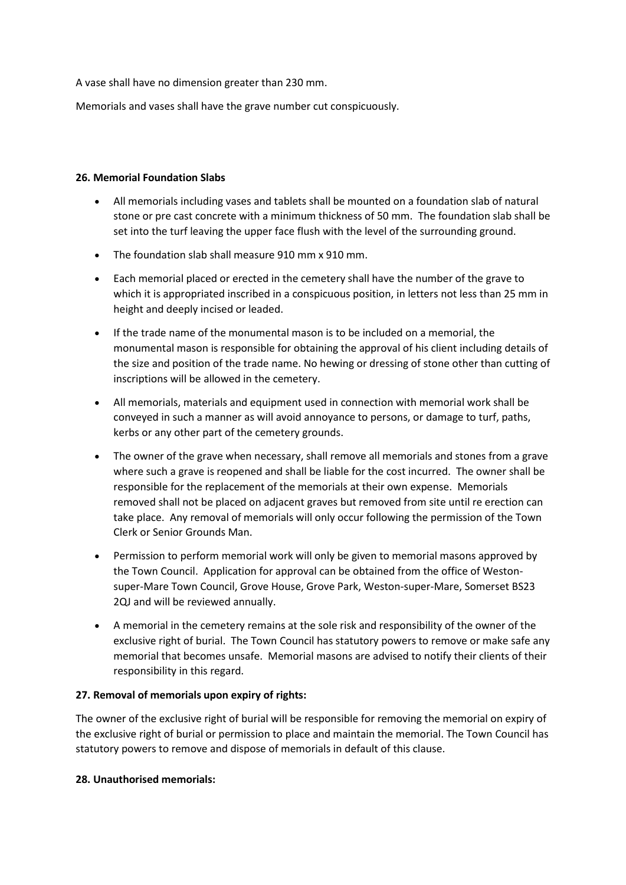A vase shall have no dimension greater than 230 mm.

Memorials and vases shall have the grave number cut conspicuously.

**26. Memorial Foundation Slabs**

- All memorials including vases and tablets shall be mounted on a foundation slab of natural stone or pre cast concrete with a minimum thickness of 50 mm. The foundation slab shall be set into the turf leaving the upper face flush with the level of the surrounding ground.
- The foundation slab shall measure 910 mm x 910 mm.
- Each memorial placed or erected in the cemetery shall have the number of the grave to which it is appropriated inscribed in a conspicuous position, in letters not less than 25 mm in height and deeply incised or leaded.
- If the trade name of the monumental mason is to be included on a memorial, the monumental mason is responsible for obtaining the approval of his client including details of the size and position of the trade name. No hewing or dressing of stone other than cutting of inscriptions will be allowed in the cemetery.
- All memorials, materials and equipment used in connection with memorial work shall be conveyed in such a manner as will avoid annoyance to persons, or damage to turf, paths, kerbs or any other part of the cemetery grounds.
- The owner of the grave when necessary, shall remove all memorials and stones from a grave where such a grave is reopened and shall be liable for the cost incurred. The owner shall be responsible for the replacement of the memorials at their own expense. Memorials removed shall not be placed on adjacent graves but removed from site until re erection can take place. Any removal of memorials will only occur following the permission of the Town Clerk or Senior Grounds Man.
- Permission to perform memorial work will only be given to memorial masons approved by the Town Council. Application for approval can be obtained from the office of Weston-super-Mare Town Council, Grove House, Grove Park, Weston-super-Mare, Somerset BS23 2QJ and will be reviewed annually.
- A memorial in the cemetery remains at the sole risk and responsibility of the owner of the exclusive right of burial. The Town Council has statutory powers to remove or make safe any memorial that becomes unsafe. Memorial masons are advised to notify their clients of their responsibility in this regard.

**27. Removal of memorials upon expiry of rights:**

The owner of the exclusive right of burial will be responsible for removing the memorial on expiry of the exclusive right of burial or permission to place and maintain the memorial. The Town Council has statutory powers to remove and dispose of memorials in default of this clause.

**28. Unauthorised memorials:**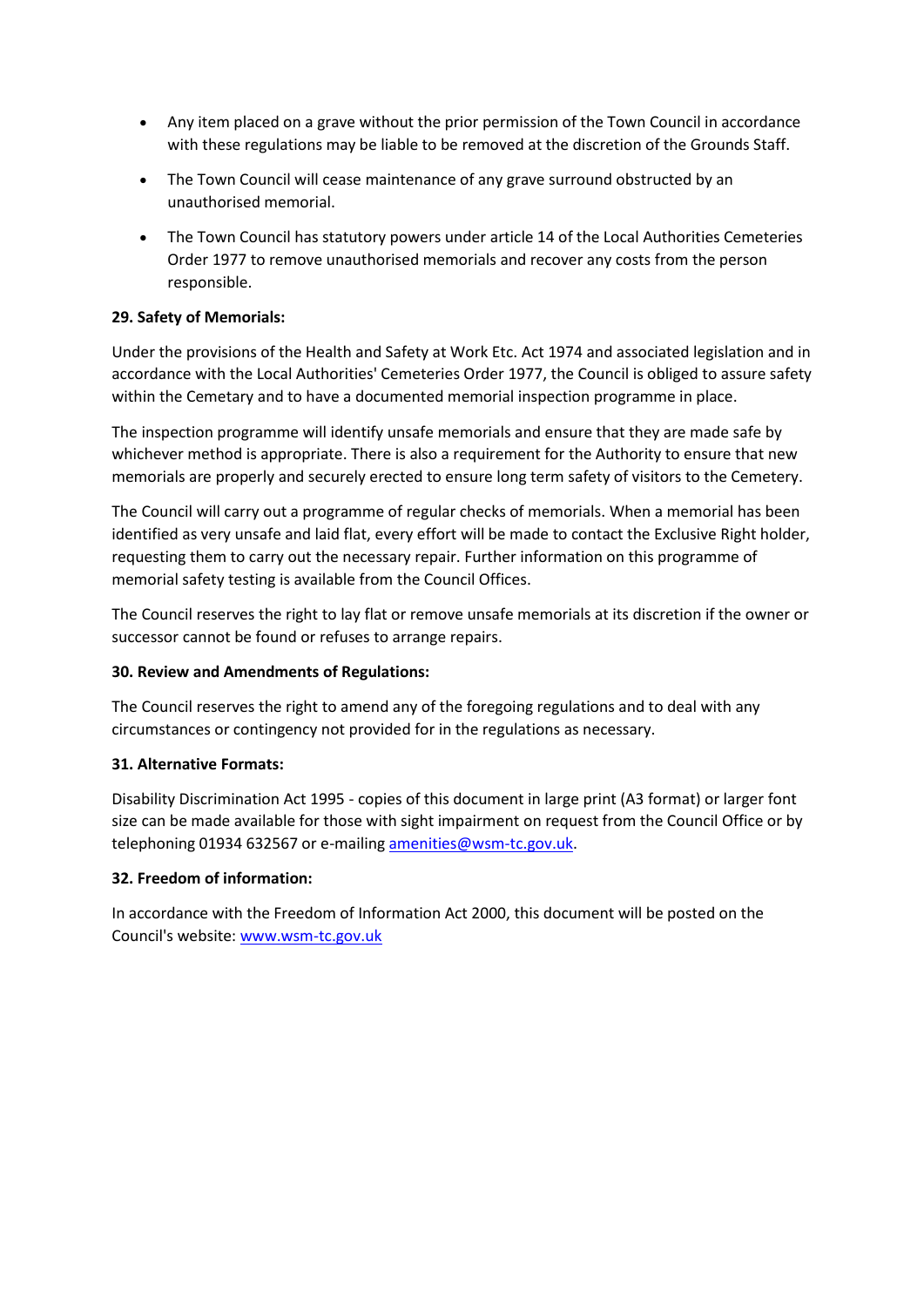- Any item placed on a grave without the prior permission of the Town Council in accordance with these regulations may be liable to be removed at the discretion of the Grounds Staff.
- The Town Council will cease maintenance of any grave surround obstructed by an unauthorised memorial.
- The Town Council has statutory powers under article 14 of the Local Authorities Cemeteries Order 1977 to remove unauthorised memorials and recover any costs from the person responsible.

**29. Safety of Memorials:**

Under the provisions of the Health and Safety at Work Etc. Act 1974 and associated legislation and in accordance with the Local Authorities' Cemeteries Order 1977, the Council is obliged to assure safety within the Cemetary and to have a documented memorial inspection programme in place.

The inspection programme will identify unsafe memorials and ensure that they are made safe by whichever method is appropriate. There is also a requirement for the Authority to ensure that new memorials are properly and securely erected to ensure long term safety of visitors to the Cemetery.

The Council will carry out a programme of regular checks of memorials. When a memorial has been identified as very unsafe and laid flat, every effort will be made to contact the Exclusive Right holder, requesting them to carry out the necessary repair. Further information on this programme of memorial safety testing is available from the Council Offices.

The Council reserves the right to lay flat or remove unsafe memorials at its discretion if the owner or successor cannot be found or refuses to arrange repairs.

**30. Review and Amendments of Regulations:**

The Council reserves the right to amend any of the foregoing regulations and to deal with any circumstances or contingency not provided for in the regulations as necessary.

**31. Alternative Formats:**

Disability Discrimination Act 1995 - copies of this document in large print (A3 format) or larger font size can be made available for those with sight impairment on request from the Council Office or by telephoning 01934 632567 or e-mailing amenities@wsm-tc.gov.uk.

**32. Freedom of information:**

In accordance with the Freedom of Information Act 2000, this document will be posted on the Council's website: www.wsm-tc.gov.uk